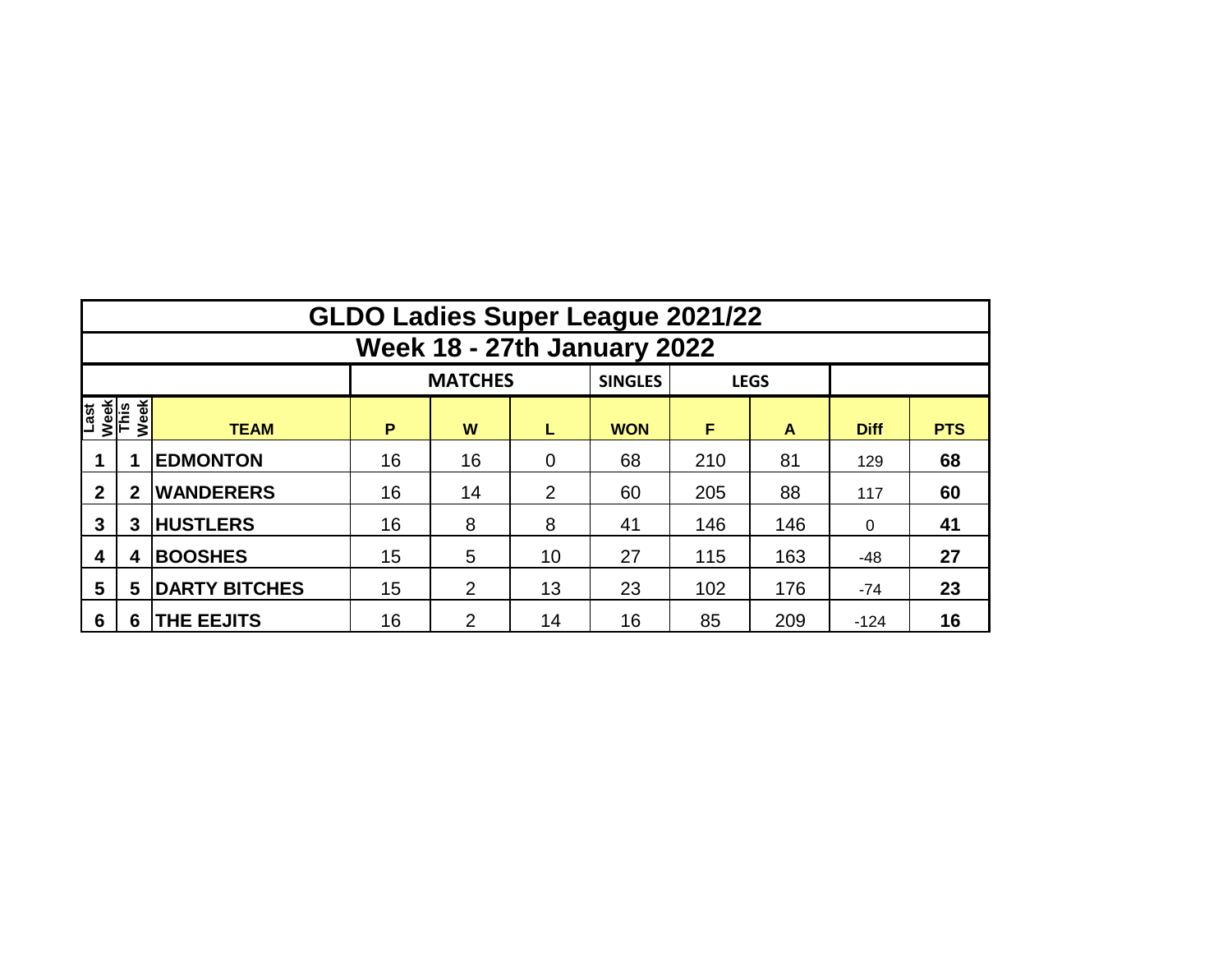# GLDO Ladies Super League 2021/22

## Week 18 - 27th January 2022

| | | | MATCHES | | | SINGLES | LEGS | | | |
|---|---|---|---|---|---|---|---|---|---|---|
| Last Week | This Week | TEAM | P | W | L | WON | F | A | Diff | PTS |
| 1 | 1 | EDMONTON | 16 | 16 | 0 | 68 | 210 | 81 | 129 | 68 |
| 2 | 2 | WANDERERS | 16 | 14 | 2 | 60 | 205 | 88 | 117 | 60 |
| 3 | 3 | HUSTLERS | 16 | 8 | 8 | 41 | 146 | 146 | 0 | 41 |
| 4 | 4 | BOOSHES | 15 | 5 | 10 | 27 | 115 | 163 | -48 | 27 |
| 5 | 5 | DARTY BITCHES | 15 | 2 | 13 | 23 | 102 | 176 | -74 | 23 |
| 6 | 6 | THE EEJITS | 16 | 2 | 14 | 16 | 85 | 209 | -124 | 16 |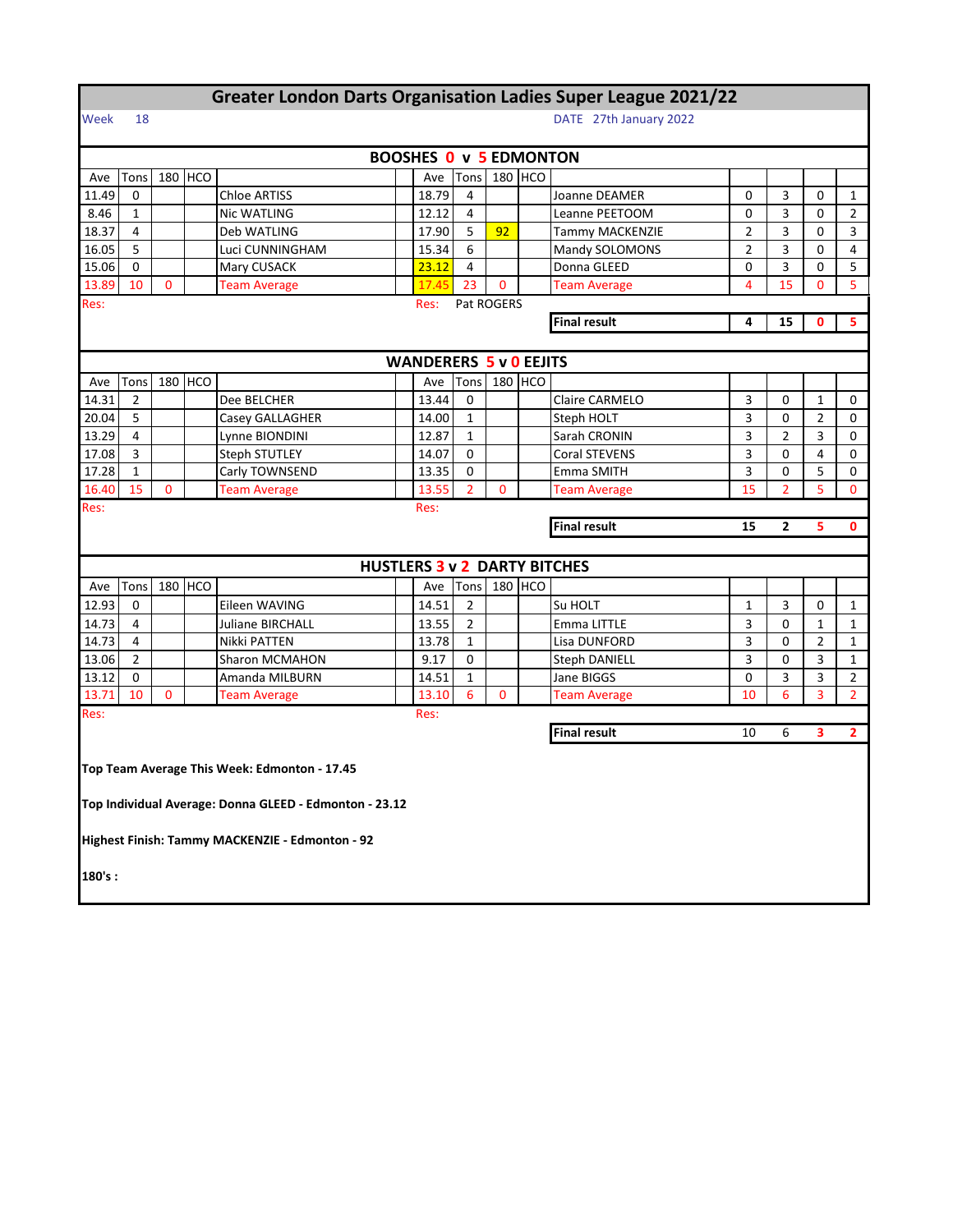# Greater London Darts Organisation Ladies Super League 2021/22

Week 18 DATE 27th January 2022

## BOOSHES 0 v 5 EDMONTON

| Ave | Tons | 180 | HCO | | Ave | Tons | 180 | HCO | | | | | |
|---|---|---|---|---|---|---|---|---|---|---|---|---|---|
| 11.49 | 0 | | | Chloe ARTISS | 18.79 | 4 | | | Joanne DEAMER | 0 | 3 | 0 | 1 |
| 8.46 | 1 | | | Nic WATLING | 12.12 | 4 | | | Leanne PEETOOM | 0 | 3 | 0 | 2 |
| 18.37 | 4 | | | Deb WATLING | 17.90 | 5 | 92 | | Tammy MACKENZIE | 2 | 3 | 0 | 3 |
| 16.05 | 5 | | | Luci CUNNINGHAM | 15.34 | 6 | | | Mandy SOLOMONS | 2 | 3 | 0 | 4 |
| 15.06 | 0 | | | Mary CUSACK | 23.12 | 4 | | | Donna GLEED | 0 | 3 | 0 | 5 |
| 13.89 | 10 | 0 | | Team Average | 17.45 | 23 | 0 | | Team Average | 4 | 15 | 0 | 5 |

Res: Res: Pat ROGERS

| | | | | |
|---|---|---|---|---|
| Final result | 4 | 15 | 0 | 5 |

## WANDERERS 5 v 0 EEJITS

| Ave | Tons | 180 | HCO | | Ave | Tons | 180 | HCO | | | | | |
|---|---|---|---|---|---|---|---|---|---|---|---|---|---|
| 14.31 | 2 | | | Dee BELCHER | 13.44 | 0 | | | Claire CARMELO | 3 | 0 | 1 | 0 |
| 20.04 | 5 | | | Casey GALLAGHER | 14.00 | 1 | | | Steph HOLT | 3 | 0 | 2 | 0 |
| 13.29 | 4 | | | Lynne BIONDINI | 12.87 | 1 | | | Sarah CRONIN | 3 | 2 | 3 | 0 |
| 17.08 | 3 | | | Steph STUTLEY | 14.07 | 0 | | | Coral STEVENS | 3 | 0 | 4 | 0 |
| 17.28 | 1 | | | Carly TOWNSEND | 13.35 | 0 | | | Emma SMITH | 3 | 0 | 5 | 0 |
| 16.40 | 15 | 0 | | Team Average | 13.55 | 2 | 0 | | Team Average | 15 | 2 | 5 | 0 |

Res: Res:

| | | | | |
|---|---|---|---|---|
| Final result | 15 | 2 | 5 | 0 |

## HUSTLERS 3 v 2 DARTY BITCHES

| Ave | Tons | 180 | HCO | | Ave | Tons | 180 | HCO | | | | | |
|---|---|---|---|---|---|---|---|---|---|---|---|---|---|
| 12.93 | 0 | | | Eileen WAVING | 14.51 | 2 | | | Su HOLT | 1 | 3 | 0 | 1 |
| 14.73 | 4 | | | Juliane BIRCHALL | 13.55 | 2 | | | Emma LITTLE | 3 | 0 | 1 | 1 |
| 14.73 | 4 | | | Nikki PATTEN | 13.78 | 1 | | | Lisa DUNFORD | 3 | 0 | 2 | 1 |
| 13.06 | 2 | | | Sharon MCMAHON | 9.17 | 0 | | | Steph DANIELL | 3 | 0 | 3 | 1 |
| 13.12 | 0 | | | Amanda MILBURN | 14.51 | 1 | | | Jane BIGGS | 0 | 3 | 3 | 2 |
| 13.71 | 10 | 0 | | Team Average | 13.10 | 6 | 0 | | Team Average | 10 | 6 | 3 | 2 |

Res: Res:

| | | | | |
|---|---|---|---|---|
| Final result | 10 | 6 | 3 | 2 |

**Top Team Average This Week: Edmonton - 17.45**

**Top Individual Average: Donna GLEED - Edmonton - 23.12**

**Highest Finish: Tammy MACKENZIE - Edmonton - 92**

**180's :**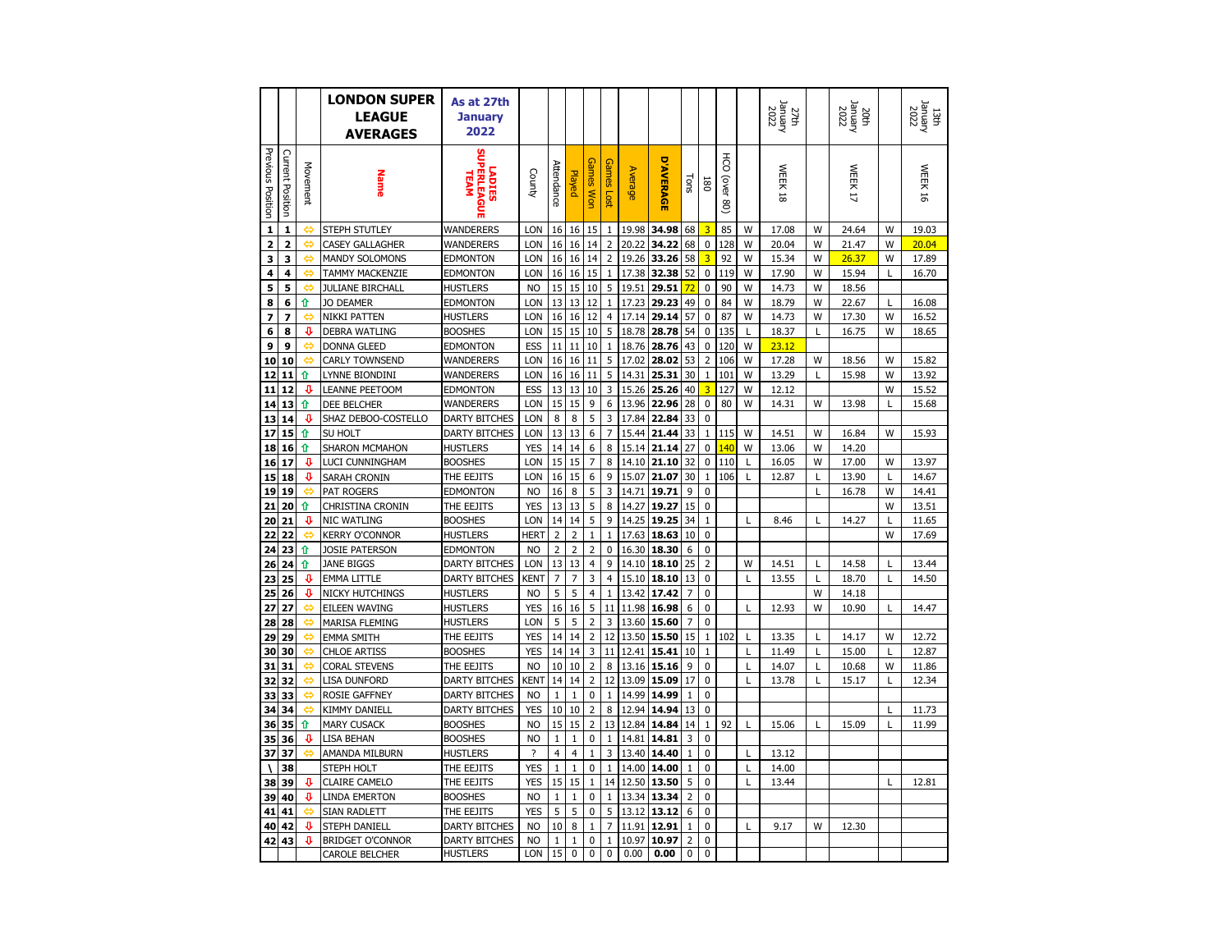| | | | LONDON SUPER LEAGUE AVERAGES | As at 27th January 2022 | | | | | | | | | | | | 27th January 2022 | | 20th January 2022 | | 13th January 2022 |
|---|---|---|---|---|---|---|---|---|---|---|---|---|---|---|---|---|---|---|---|---|
| Previous Position | Current Position | Movement | Name | LADIES SUPERLEAGUE TEAM | County | Attendance | Played | Games Won | Games Lost | Average | D'AVERAGE | Tons | 180 | HCO (over 80) | | WEEK 18 | | WEEK 17 | | WEEK 16 |
| 1 | 1 | ⇔ | STEPH STUTLEY | WANDERERS | LON | 16 | 16 | 15 | 1 | 19.98 | 34.98 | 68 | 3 | 85 | W | 17.08 | W | 24.64 | W | 19.03 |
| 2 | 2 | ⇔ | CASEY GALLAGHER | WANDERERS | LON | 16 | 16 | 14 | 2 | 20.22 | 34.22 | 68 | 0 | 128 | W | 20.04 | W | 21.47 | W | 20.04 |
| 3 | 3 | ⇔ | MANDY SOLOMONS | EDMONTON | LON | 16 | 16 | 14 | 2 | 19.26 | 33.26 | 58 | 3 | 92 | W | 15.34 | W | 26.37 | W | 17.89 |
| 4 | 4 | ⇔ | TAMMY MACKENZIE | EDMONTON | LON | 16 | 16 | 15 | 1 | 17.38 | 32.38 | 52 | 0 | 119 | W | 17.90 | W | 15.94 | L | 16.70 |
| 5 | 5 | ⇔ | JULIANE BIRCHALL | HUSTLERS | NO | 15 | 15 | 10 | 5 | 19.51 | 29.51 | 72 | 0 | 90 | W | 14.73 | W | 18.56 | L | |
| 8 | 6 | ⇧ | JO DEAMER | EDMONTON | LON | 13 | 13 | 12 | 1 | 17.23 | 29.23 | 49 | 0 | 84 | W | 18.79 | W | 22.67 | L | 16.08 |
| 7 | 7 | ⇔ | NIKKI PATTEN | HUSTLERS | LON | 16 | 16 | 12 | 4 | 17.14 | 29.14 | 57 | 0 | 87 | W | 14.73 | W | 17.30 | W | 16.52 |
| 6 | 8 | ⇩ | DEBRA WATLING | BOOSHES | LON | 15 | 15 | 10 | 5 | 18.78 | 28.78 | 54 | 0 | 135 | L | 18.37 | L | 16.75 | W | 18.65 |
| 9 | 9 | ⇔ | DONNA GLEED | EDMONTON | ESS | 11 | 11 | 10 | 1 | 18.76 | 28.76 | 43 | 0 | 120 | W | 23.12 | | | | |
| 10 | 10 | ⇔ | CARLY TOWNSEND | WANDERERS | LON | 16 | 16 | 11 | 5 | 17.02 | 28.02 | 53 | 2 | 106 | W | 17.28 | W | 18.56 | W | 15.82 |
| 12 | 11 | ⇧ | LYNNE BIONDINI | WANDERERS | LON | 16 | 16 | 11 | 5 | 14.31 | 25.31 | 30 | 1 | 101 | W | 13.29 | L | 15.98 | W | 13.92 |
| 11 | 12 | ⇩ | LEANNE PEETOOM | EDMONTON | ESS | 13 | 13 | 10 | 3 | 15.26 | 25.26 | 40 | 3 | 127 | W | 12.12 | | | W | 15.52 |
| 14 | 13 | ⇧ | DEE BELCHER | WANDERERS | LON | 15 | 15 | 9 | 6 | 13.96 | 22.96 | 28 | 0 | 80 | W | 14.31 | W | 13.98 | L | 15.68 |
| 13 | 14 | ⇩ | SHAZ DEBOO-COSTELLO | DARTY BITCHES | LON | 8 | 8 | 5 | 3 | 17.84 | 22.84 | 33 | 0 | | | | | | | |
| 17 | 15 | ⇧ | SU HOLT | DARTY BITCHES | LON | 13 | 13 | 6 | 7 | 15.44 | 21.44 | 33 | 1 | 115 | W | 14.51 | W | 16.84 | W | 15.93 |
| 18 | 16 | ⇧ | SHARON MCMAHON | HUSTLERS | YES | 14 | 14 | 6 | 8 | 15.14 | 21.14 | 27 | 0 | 140 | W | 13.06 | W | 14.20 | | |
| 16 | 17 | ⇩ | LUCI CUNNINGHAM | BOOSHES | LON | 15 | 15 | 7 | 8 | 14.10 | 21.10 | 32 | 0 | 110 | L | 16.05 | W | 17.00 | W | 13.97 |
| 15 | 18 | ⇩ | SARAH CRONIN | THE EEJITS | LON | 16 | 15 | 6 | 9 | 15.07 | 21.07 | 30 | 1 | 106 | L | 12.87 | L | 13.90 | L | 14.67 |
| 19 | 19 | ⇔ | PAT ROGERS | EDMONTON | NO | 16 | 8 | 5 | 3 | 14.71 | 19.71 | 9 | 0 | | | | L | 16.78 | W | 14.41 |
| 21 | 20 | ⇧ | CHRISTINA CRONIN | THE EEJITS | YES | 13 | 13 | 5 | 8 | 14.27 | 19.27 | 15 | 0 | | | | | | W | 13.51 |
| 20 | 21 | ⇩ | NIC WATLING | BOOSHES | LON | 14 | 14 | 5 | 9 | 14.25 | 19.25 | 34 | 1 | | L | 8.46 | L | 14.27 | L | 11.65 |
| 22 | 22 | ⇔ | KERRY O'CONNOR | HUSTLERS | HERT | 2 | 2 | 1 | 1 | 17.63 | 18.63 | 10 | 0 | | | | | | W | 17.69 |
| 24 | 23 | ⇧ | JOSIE PATERSON | EDMONTON | NO | 2 | 2 | 2 | 0 | 16.30 | 18.30 | 6 | 0 | | | | | | | |
| 26 | 24 | ⇧ | JANE BIGGS | DARTY BITCHES | LON | 13 | 13 | 4 | 9 | 14.10 | 18.10 | 25 | 2 | | W | 14.51 | L | 14.58 | L | 13.44 |
| 23 | 25 | ⇩ | EMMA LITTLE | DARTY BITCHES | KENT | 7 | 7 | 3 | 4 | 15.10 | 18.10 | 13 | 0 | | L | 13.55 | L | 18.70 | L | 14.50 |
| 25 | 26 | ⇩ | NICKY HUTCHINGS | HUSTLERS | NO | 5 | 5 | 4 | 1 | 13.42 | 17.42 | 7 | 0 | | | | W | 14.18 | | |
| 27 | 27 | ⇔ | EILEEN WAVING | HUSTLERS | YES | 16 | 16 | 5 | 11 | 11.98 | 16.98 | 6 | 0 | | L | 12.93 | W | 10.90 | L | 14.47 |
| 28 | 28 | ⇔ | MARISA FLEMING | HUSTLERS | LON | 5 | 5 | 2 | 3 | 13.60 | 15.60 | 7 | 0 | | | | | | | |
| 29 | 29 | ⇔ | EMMA SMITH | THE EEJITS | YES | 14 | 14 | 2 | 12 | 13.50 | 15.50 | 15 | 1 | 102 | L | 13.35 | L | 14.17 | W | 12.72 |
| 30 | 30 | ⇔ | CHLOE ARTISS | BOOSHES | YES | 14 | 14 | 3 | 11 | 12.41 | 15.41 | 10 | 1 | | L | 11.49 | L | 15.00 | L | 12.87 |
| 31 | 31 | ⇔ | CORAL STEVENS | THE EEJITS | NO | 10 | 10 | 2 | 8 | 13.16 | 15.16 | 9 | 0 | | L | 14.07 | L | 10.68 | W | 11.86 |
| 32 | 32 | ⇔ | LISA DUNFORD | DARTY BITCHES | KENT | 14 | 14 | 2 | 12 | 13.09 | 15.09 | 17 | 0 | | L | 13.78 | L | 15.17 | L | 12.34 |
| 33 | 33 | ⇔ | ROSIE GAFFNEY | DARTY BITCHES | NO | 1 | 1 | 0 | 1 | 14.99 | 14.99 | 1 | 0 | | | | | | | |
| 34 | 34 | ⇔ | KIMMY DANIELL | DARTY BITCHES | YES | 10 | 10 | 2 | 8 | 12.94 | 14.94 | 13 | 0 | | | | | | L | 11.73 |
| 36 | 35 | ⇧ | MARY CUSACK | BOOSHES | NO | 15 | 15 | 2 | 13 | 12.84 | 14.84 | 14 | 1 | 92 | L | 15.06 | L | 15.09 | L | 11.99 |
| 35 | 36 | ⇩ | LISA BEHAN | BOOSHES | NO | 1 | 1 | 0 | 1 | 14.81 | 14.81 | 3 | 0 | | | | | | | |
| 37 | 37 | ⇔ | AMANDA MILBURN | HUSTLERS | ? | 4 | 4 | 1 | 3 | 13.40 | 14.40 | 1 | 0 | | L | 13.12 | | | | |
| \ | 38 | | STEPH HOLT | THE EEJITS | YES | 1 | 1 | 0 | 1 | 14.00 | 14.00 | 1 | 0 | | L | 14.00 | | | | |
| 38 | 39 | ⇩ | CLAIRE CAMELO | THE EEJITS | YES | 15 | 15 | 1 | 14 | 12.50 | 13.50 | 5 | 0 | | L | 13.44 | | | L | 12.81 |
| 39 | 40 | ⇩ | LINDA EMERTON | BOOSHES | NO | 1 | 1 | 0 | 1 | 13.34 | 13.34 | 2 | 0 | | | | | | | |
| 41 | 41 | ⇔ | SIAN RADLETT | THE EEJITS | YES | 5 | 5 | 0 | 5 | 13.12 | 13.12 | 6 | 0 | | | | | | | |
| 40 | 42 | ⇩ | STEPH DANIELL | DARTY BITCHES | NO | 10 | 8 | 1 | 7 | 11.91 | 12.91 | 1 | 0 | | L | 9.17 | W | 12.30 | | |
| 42 | 43 | ⇩ | BRIDGET O'CONNOR | DARTY BITCHES | NO | 1 | 1 | 0 | 1 | 10.97 | 10.97 | 2 | 0 | | | | | | | |
| | | | CAROLE BELCHER | HUSTLERS | LON | 15 | 0 | 0 | 0 | 0.00 | 0.00 | 0 | 0 | | | | | | | |